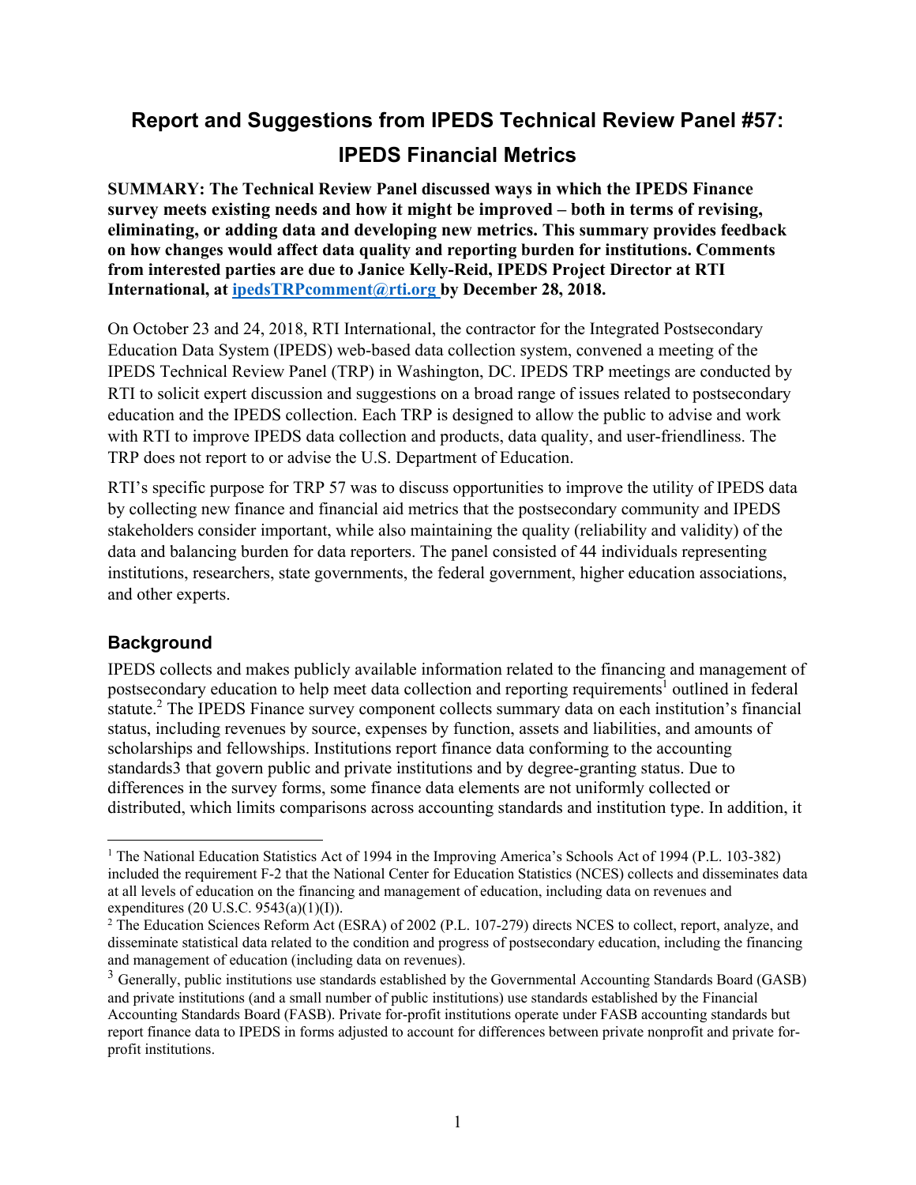# Report and Suggestions from IPEDS Technical Review Panel #57: IPEDS Financial Metrics

**SUMMARY: The Technical Review Panel discussed ways in which the IPEDS Finance survey meets existing needs and how it might be improved – both in terms of revising, eliminating, or adding data and developing new metrics. This summary provides feedback on how changes would affect data quality and reporting burden for institutions. Comments from interested parties are due to Janice Kelly-Reid, IPEDS Project Director at RTI International, at [ipedsTRPcomment@rti.org](mailto:ipedsTRPcomment@rti.org) by December 28, 2018.**

On October 23 and 24, 2018, RTI International, the contractor for the Integrated Postsecondary Education Data System (IPEDS) web-based data collection system, convened a meeting of the IPEDS Technical Review Panel (TRP) in Washington, DC. IPEDS TRP meetings are conducted by RTI to solicit expert discussion and suggestions on a broad range of issues related to postsecondary education and the IPEDS collection. Each TRP is designed to allow the public to advise and work with RTI to improve IPEDS data collection and products, data quality, and user-friendliness. The TRP does not report to or advise the U.S. Department of Education.

RTI's specific purpose for TRP 57 was to discuss opportunities to improve the utility of IPEDS data by collecting new finance and financial aid metrics that the postsecondary community and IPEDS stakeholders consider important, while also maintaining the quality (reliability and validity) of the data and balancing burden for data reporters. The panel consisted of 44 individuals representing institutions, researchers, state governments, the federal government, higher education associations, and other experts.

## Background

IPEDS collects and makes publicly available information related to the financing and management of postsecondary education to help meet data collection and reporting requirements[1] outlined in federal statute.[2] The IPEDS Finance survey component collects summary data on each institution's financial status, including revenues by source, expenses by function, assets and liabilities, and amounts of scholarships and fellowships. Institutions report finance data conforming to the accounting standards3 that govern public and private institutions and by degree-granting status. Due to differences in the survey forms, some finance data elements are not uniformly collected or distributed, which limits comparisons across accounting standards and institution type. In addition, it

---

[1] The National Education Statistics Act of 1994 in the Improving America's Schools Act of 1994 (P.L. 103-382) included the requirement F-2 that the National Center for Education Statistics (NCES) collects and disseminates data at all levels of education on the financing and management of education, including data on revenues and expenditures (20 U.S.C. 9543(a)(1)(I)).

[2] The Education Sciences Reform Act (ESRA) of 2002 (P.L. 107-279) directs NCES to collect, report, analyze, and disseminate statistical data related to the condition and progress of postsecondary education, including the financing and management of education (including data on revenues).

[3] Generally, public institutions use standards established by the Governmental Accounting Standards Board (GASB) and private institutions (and a small number of public institutions) use standards established by the Financial Accounting Standards Board (FASB). Private for-profit institutions operate under FASB accounting standards but report finance data to IPEDS in forms adjusted to account for differences between private nonprofit and private for-profit institutions.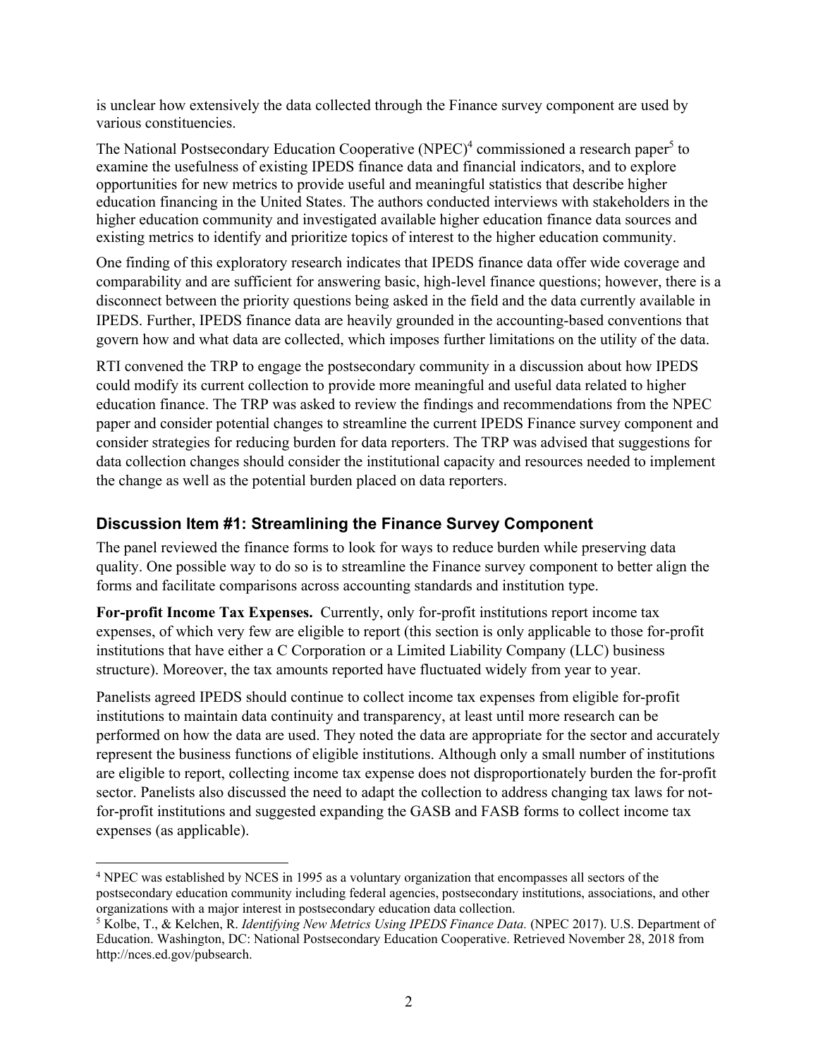is unclear how extensively the data collected through the Finance survey component are used by various constituencies.

The National Postsecondary Education Cooperative (NPEC)[4] commissioned a research paper[5] to examine the usefulness of existing IPEDS finance data and financial indicators, and to explore opportunities for new metrics to provide useful and meaningful statistics that describe higher education financing in the United States. The authors conducted interviews with stakeholders in the higher education community and investigated available higher education finance data sources and existing metrics to identify and prioritize topics of interest to the higher education community.

One finding of this exploratory research indicates that IPEDS finance data offer wide coverage and comparability and are sufficient for answering basic, high-level finance questions; however, there is a disconnect between the priority questions being asked in the field and the data currently available in IPEDS. Further, IPEDS finance data are heavily grounded in the accounting-based conventions that govern how and what data are collected, which imposes further limitations on the utility of the data.

RTI convened the TRP to engage the postsecondary community in a discussion about how IPEDS could modify its current collection to provide more meaningful and useful data related to higher education finance. The TRP was asked to review the findings and recommendations from the NPEC paper and consider potential changes to streamline the current IPEDS Finance survey component and consider strategies for reducing burden for data reporters. The TRP was advised that suggestions for data collection changes should consider the institutional capacity and resources needed to implement the change as well as the potential burden placed on data reporters.

## Discussion Item #1: Streamlining the Finance Survey Component

The panel reviewed the finance forms to look for ways to reduce burden while preserving data quality. One possible way to do so is to streamline the Finance survey component to better align the forms and facilitate comparisons across accounting standards and institution type.

**For-profit Income Tax Expenses.** Currently, only for-profit institutions report income tax expenses, of which very few are eligible to report (this section is only applicable to those for-profit institutions that have either a C Corporation or a Limited Liability Company (LLC) business structure). Moreover, the tax amounts reported have fluctuated widely from year to year.

Panelists agreed IPEDS should continue to collect income tax expenses from eligible for-profit institutions to maintain data continuity and transparency, at least until more research can be performed on how the data are used. They noted the data are appropriate for the sector and accurately represent the business functions of eligible institutions. Although only a small number of institutions are eligible to report, collecting income tax expense does not disproportionately burden the for-profit sector. Panelists also discussed the need to adapt the collection to address changing tax laws for not-for-profit institutions and suggested expanding the GASB and FASB forms to collect income tax expenses (as applicable).

[4] NPEC was established by NCES in 1995 as a voluntary organization that encompasses all sectors of the postsecondary education community including federal agencies, postsecondary institutions, associations, and other organizations with a major interest in postsecondary education data collection.

[5] Kolbe, T., & Kelchen, R. *Identifying New Metrics Using IPEDS Finance Data.* (NPEC 2017). U.S. Department of Education. Washington, DC: National Postsecondary Education Cooperative. Retrieved November 28, 2018 from http://nces.ed.gov/pubsearch.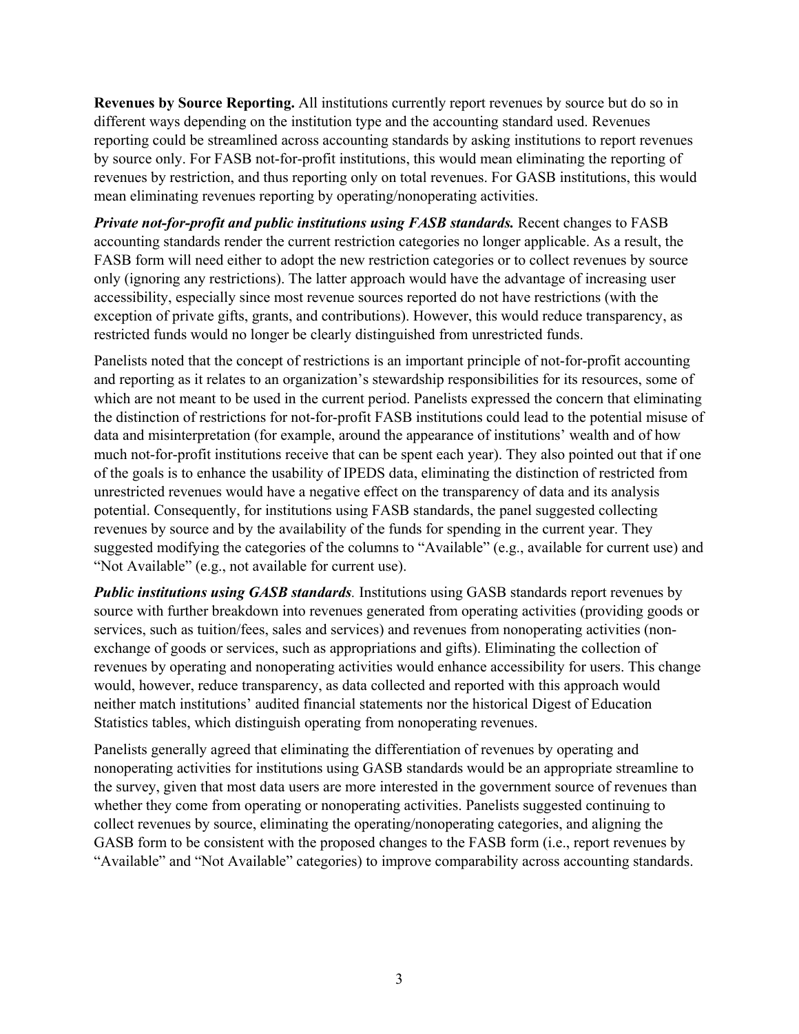**Revenues by Source Reporting.** All institutions currently report revenues by source but do so in different ways depending on the institution type and the accounting standard used. Revenues reporting could be streamlined across accounting standards by asking institutions to report revenues by source only. For FASB not-for-profit institutions, this would mean eliminating the reporting of revenues by restriction, and thus reporting only on total revenues. For GASB institutions, this would mean eliminating revenues reporting by operating/nonoperating activities.

***Private not-for-profit and public institutions using FASB standards.*** Recent changes to FASB accounting standards render the current restriction categories no longer applicable. As a result, the FASB form will need either to adopt the new restriction categories or to collect revenues by source only (ignoring any restrictions). The latter approach would have the advantage of increasing user accessibility, especially since most revenue sources reported do not have restrictions (with the exception of private gifts, grants, and contributions). However, this would reduce transparency, as restricted funds would no longer be clearly distinguished from unrestricted funds.

Panelists noted that the concept of restrictions is an important principle of not-for-profit accounting and reporting as it relates to an organization's stewardship responsibilities for its resources, some of which are not meant to be used in the current period. Panelists expressed the concern that eliminating the distinction of restrictions for not-for-profit FASB institutions could lead to the potential misuse of data and misinterpretation (for example, around the appearance of institutions' wealth and of how much not-for-profit institutions receive that can be spent each year). They also pointed out that if one of the goals is to enhance the usability of IPEDS data, eliminating the distinction of restricted from unrestricted revenues would have a negative effect on the transparency of data and its analysis potential. Consequently, for institutions using FASB standards, the panel suggested collecting revenues by source and by the availability of the funds for spending in the current year. They suggested modifying the categories of the columns to "Available" (e.g., available for current use) and "Not Available" (e.g., not available for current use).

***Public institutions using GASB standards.*** Institutions using GASB standards report revenues by source with further breakdown into revenues generated from operating activities (providing goods or services, such as tuition/fees, sales and services) and revenues from nonoperating activities (non-exchange of goods or services, such as appropriations and gifts). Eliminating the collection of revenues by operating and nonoperating activities would enhance accessibility for users. This change would, however, reduce transparency, as data collected and reported with this approach would neither match institutions' audited financial statements nor the historical Digest of Education Statistics tables, which distinguish operating from nonoperating revenues.

Panelists generally agreed that eliminating the differentiation of revenues by operating and nonoperating activities for institutions using GASB standards would be an appropriate streamline to the survey, given that most data users are more interested in the government source of revenues than whether they come from operating or nonoperating activities. Panelists suggested continuing to collect revenues by source, eliminating the operating/nonoperating categories, and aligning the GASB form to be consistent with the proposed changes to the FASB form (i.e., report revenues by "Available" and "Not Available" categories) to improve comparability across accounting standards.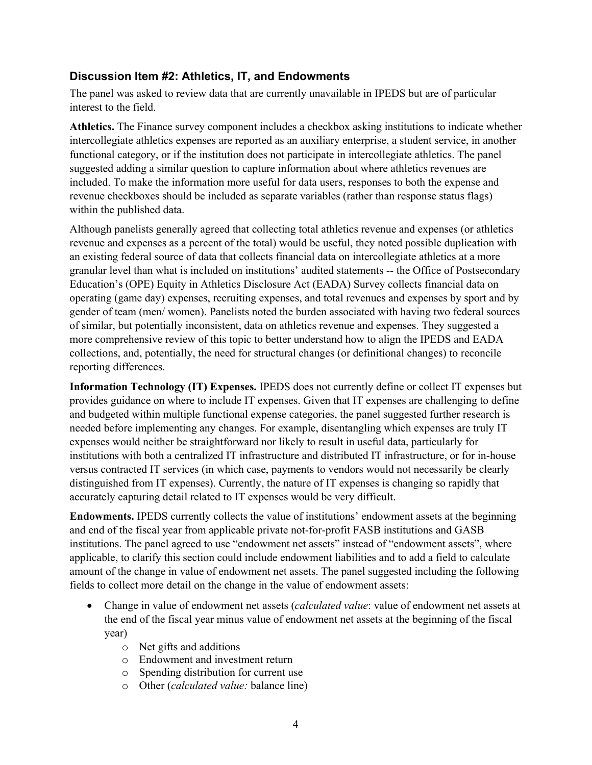## Discussion Item #2: Athletics, IT, and Endowments

The panel was asked to review data that are currently unavailable in IPEDS but are of particular interest to the field.

**Athletics.** The Finance survey component includes a checkbox asking institutions to indicate whether intercollegiate athletics expenses are reported as an auxiliary enterprise, a student service, in another functional category, or if the institution does not participate in intercollegiate athletics. The panel suggested adding a similar question to capture information about where athletics revenues are included. To make the information more useful for data users, responses to both the expense and revenue checkboxes should be included as separate variables (rather than response status flags) within the published data.

Although panelists generally agreed that collecting total athletics revenue and expenses (or athletics revenue and expenses as a percent of the total) would be useful, they noted possible duplication with an existing federal source of data that collects financial data on intercollegiate athletics at a more granular level than what is included on institutions' audited statements -- the Office of Postsecondary Education's (OPE) Equity in Athletics Disclosure Act (EADA) Survey collects financial data on operating (game day) expenses, recruiting expenses, and total revenues and expenses by sport and by gender of team (men/ women). Panelists noted the burden associated with having two federal sources of similar, but potentially inconsistent, data on athletics revenue and expenses. They suggested a more comprehensive review of this topic to better understand how to align the IPEDS and EADA collections, and, potentially, the need for structural changes (or definitional changes) to reconcile reporting differences.

**Information Technology (IT) Expenses.** IPEDS does not currently define or collect IT expenses but provides guidance on where to include IT expenses. Given that IT expenses are challenging to define and budgeted within multiple functional expense categories, the panel suggested further research is needed before implementing any changes. For example, disentangling which expenses are truly IT expenses would neither be straightforward nor likely to result in useful data, particularly for institutions with both a centralized IT infrastructure and distributed IT infrastructure, or for in-house versus contracted IT services (in which case, payments to vendors would not necessarily be clearly distinguished from IT expenses). Currently, the nature of IT expenses is changing so rapidly that accurately capturing detail related to IT expenses would be very difficult.

**Endowments.** IPEDS currently collects the value of institutions' endowment assets at the beginning and end of the fiscal year from applicable private not-for-profit FASB institutions and GASB institutions. The panel agreed to use "endowment net assets" instead of "endowment assets", where applicable, to clarify this section could include endowment liabilities and to add a field to calculate amount of the change in value of endowment net assets. The panel suggested including the following fields to collect more detail on the change in the value of endowment assets:

- Change in value of endowment net assets (*calculated value*: value of endowment net assets at the end of the fiscal year minus value of endowment net assets at the beginning of the fiscal year)
  - Net gifts and additions
  - Endowment and investment return
  - Spending distribution for current use
  - Other (*calculated value:* balance line)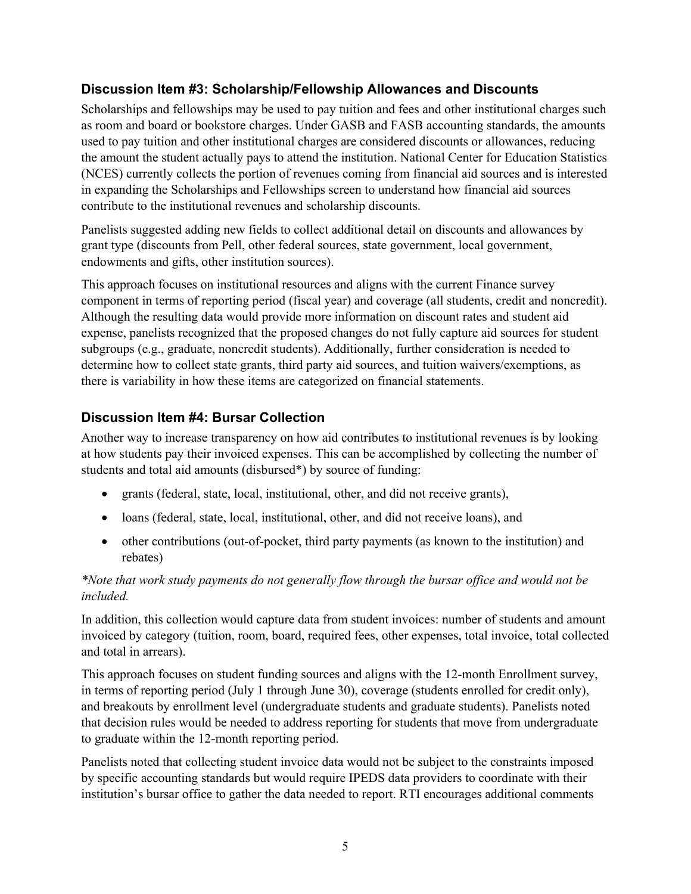### Discussion Item #3: Scholarship/Fellowship Allowances and Discounts

Scholarships and fellowships may be used to pay tuition and fees and other institutional charges such as room and board or bookstore charges. Under GASB and FASB accounting standards, the amounts used to pay tuition and other institutional charges are considered discounts or allowances, reducing the amount the student actually pays to attend the institution. National Center for Education Statistics (NCES) currently collects the portion of revenues coming from financial aid sources and is interested in expanding the Scholarships and Fellowships screen to understand how financial aid sources contribute to the institutional revenues and scholarship discounts.

Panelists suggested adding new fields to collect additional detail on discounts and allowances by grant type (discounts from Pell, other federal sources, state government, local government, endowments and gifts, other institution sources).

This approach focuses on institutional resources and aligns with the current Finance survey component in terms of reporting period (fiscal year) and coverage (all students, credit and noncredit). Although the resulting data would provide more information on discount rates and student aid expense, panelists recognized that the proposed changes do not fully capture aid sources for student subgroups (e.g., graduate, noncredit students). Additionally, further consideration is needed to determine how to collect state grants, third party aid sources, and tuition waivers/exemptions, as there is variability in how these items are categorized on financial statements.

### Discussion Item #4: Bursar Collection

Another way to increase transparency on how aid contributes to institutional revenues is by looking at how students pay their invoiced expenses. This can be accomplished by collecting the number of students and total aid amounts (disbursed*) by source of funding:

- grants (federal, state, local, institutional, other, and did not receive grants),
- loans (federal, state, local, institutional, other, and did not receive loans), and
- other contributions (out-of-pocket, third party payments (as known to the institution) and rebates)

*\*Note that work study payments do not generally flow through the bursar office and would not be included.*

In addition, this collection would capture data from student invoices: number of students and amount invoiced by category (tuition, room, board, required fees, other expenses, total invoice, total collected and total in arrears).

This approach focuses on student funding sources and aligns with the 12-month Enrollment survey, in terms of reporting period (July 1 through June 30), coverage (students enrolled for credit only), and breakouts by enrollment level (undergraduate students and graduate students). Panelists noted that decision rules would be needed to address reporting for students that move from undergraduate to graduate within the 12-month reporting period.

Panelists noted that collecting student invoice data would not be subject to the constraints imposed by specific accounting standards but would require IPEDS data providers to coordinate with their institution's bursar office to gather the data needed to report. RTI encourages additional comments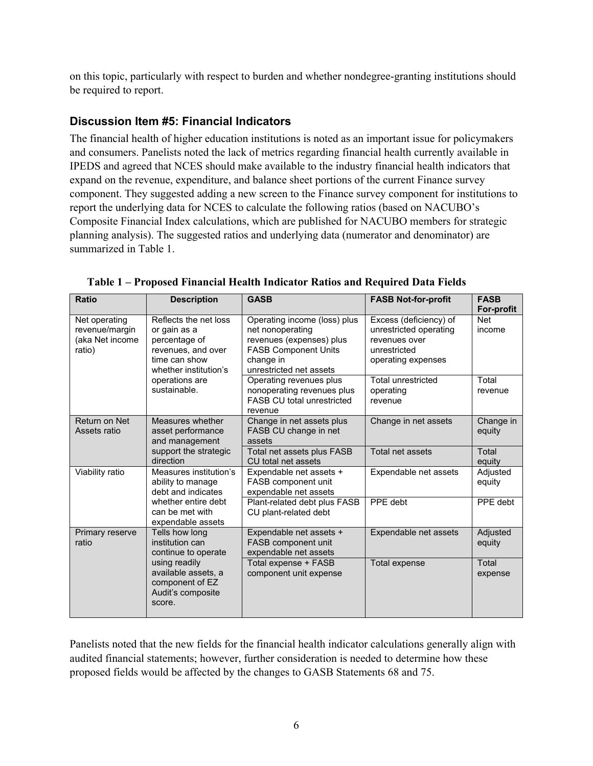on this topic, particularly with respect to burden and whether nondegree-granting institutions should be required to report.

### Discussion Item #5: Financial Indicators

The financial health of higher education institutions is noted as an important issue for policymakers and consumers. Panelists noted the lack of metrics regarding financial health currently available in IPEDS and agreed that NCES should make available to the industry financial health indicators that expand on the revenue, expenditure, and balance sheet portions of the current Finance survey component. They suggested adding a new screen to the Finance survey component for institutions to report the underlying data for NCES to calculate the following ratios (based on NACUBO's Composite Financial Index calculations, which are published for NACUBO members for strategic planning analysis). The suggested ratios and underlying data (numerator and denominator) are summarized in Table 1.

**Table 1 – Proposed Financial Health Indicator Ratios and Required Data Fields**

| Ratio | Description | GASB | FASB Not-for-profit | FASB For-profit |
|---|---|---|---|---|
| Net operating revenue/margin (aka Net income ratio) | Reflects the net loss or gain as a percentage of revenues, and over time can show whether institution's operations are sustainable. | Operating income (loss) plus net nonoperating revenues (expenses) plus FASB Component Units change in unrestricted net assets | Excess (deficiency) of unrestricted operating revenues over unrestricted operating expenses | Net income |
| | | Operating revenues plus nonoperating revenues plus FASB CU total unrestricted revenue | Total unrestricted operating revenue | Total revenue |
| Return on Net Assets ratio | Measures whether asset performance and management support the strategic direction | Change in net assets plus FASB CU change in net assets | Change in net assets | Change in equity |
| | | Total net assets plus FASB CU total net assets | Total net assets | Total equity |
| Viability ratio | Measures institution's ability to manage debt and indicates whether entire debt can be met with expendable assets | Expendable net assets + FASB component unit expendable net assets | Expendable net assets | Adjusted equity |
| | | Plant-related debt plus FASB CU plant-related debt | PPE debt | PPE debt |
| Primary reserve ratio | Tells how long institution can continue to operate using readily available assets, a component of EZ Audit's composite score. | Expendable net assets + FASB component unit expendable net assets | Expendable net assets | Adjusted equity |
| | | Total expense + FASB component unit expense | Total expense | Total expense |

Panelists noted that the new fields for the financial health indicator calculations generally align with audited financial statements; however, further consideration is needed to determine how these proposed fields would be affected by the changes to GASB Statements 68 and 75.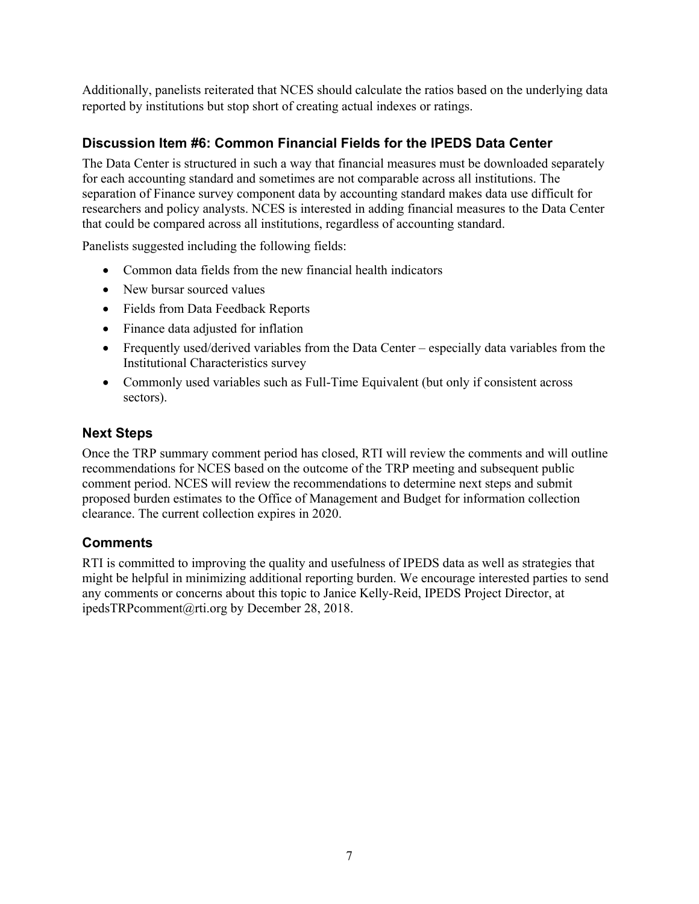Additionally, panelists reiterated that NCES should calculate the ratios based on the underlying data reported by institutions but stop short of creating actual indexes or ratings.

## Discussion Item #6: Common Financial Fields for the IPEDS Data Center

The Data Center is structured in such a way that financial measures must be downloaded separately for each accounting standard and sometimes are not comparable across all institutions. The separation of Finance survey component data by accounting standard makes data use difficult for researchers and policy analysts. NCES is interested in adding financial measures to the Data Center that could be compared across all institutions, regardless of accounting standard.

Panelists suggested including the following fields:

- Common data fields from the new financial health indicators
- New bursar sourced values
- Fields from Data Feedback Reports
- Finance data adjusted for inflation
- Frequently used/derived variables from the Data Center – especially data variables from the Institutional Characteristics survey
- Commonly used variables such as Full-Time Equivalent (but only if consistent across sectors).

## Next Steps

Once the TRP summary comment period has closed, RTI will review the comments and will outline recommendations for NCES based on the outcome of the TRP meeting and subsequent public comment period. NCES will review the recommendations to determine next steps and submit proposed burden estimates to the Office of Management and Budget for information collection clearance. The current collection expires in 2020.

## Comments

RTI is committed to improving the quality and usefulness of IPEDS data as well as strategies that might be helpful in minimizing additional reporting burden. We encourage interested parties to send any comments or concerns about this topic to Janice Kelly-Reid, IPEDS Project Director, at ipedsTRPcomment@rti.org by December 28, 2018.